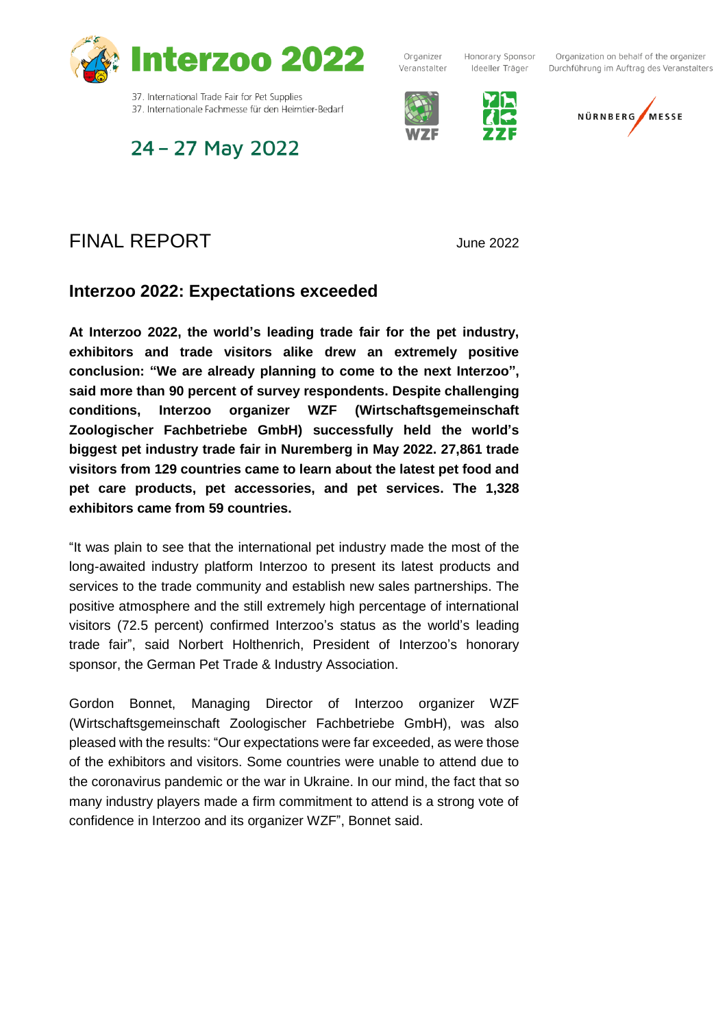Interzoo 2022

37. International Trade Fair for Pet Supplies
37. Internationale Fachmesse für den Heimtier-Bedarf

24 – 27 May 2022

Organizer
Veranstalter

Honorary Sponsor
Ideeller Träger

Organization on behalf of the organizer
Durchführung im Auftrag des Veranstalters

# FINAL REPORT

June 2022

## Interzoo 2022: Expectations exceeded

**At Interzoo 2022, the world's leading trade fair for the pet industry, exhibitors and trade visitors alike drew an extremely positive conclusion: "We are already planning to come to the next Interzoo", said more than 90 percent of survey respondents. Despite challenging conditions, Interzoo organizer WZF (Wirtschaftsgemeinschaft Zoologischer Fachbetriebe GmbH) successfully held the world's biggest pet industry trade fair in Nuremberg in May 2022. 27,861 trade visitors from 129 countries came to learn about the latest pet food and pet care products, pet accessories, and pet services. The 1,328 exhibitors came from 59 countries.**

"It was plain to see that the international pet industry made the most of the long-awaited industry platform Interzoo to present its latest products and services to the trade community and establish new sales partnerships. The positive atmosphere and the still extremely high percentage of international visitors (72.5 percent) confirmed Interzoo's status as the world's leading trade fair", said Norbert Holthenrich, President of Interzoo's honorary sponsor, the German Pet Trade & Industry Association.

Gordon Bonnet, Managing Director of Interzoo organizer WZF (Wirtschaftsgemeinschaft Zoologischer Fachbetriebe GmbH), was also pleased with the results: "Our expectations were far exceeded, as were those of the exhibitors and visitors. Some countries were unable to attend due to the coronavirus pandemic or the war in Ukraine. In our mind, the fact that so many industry players made a firm commitment to attend is a strong vote of confidence in Interzoo and its organizer WZF", Bonnet said.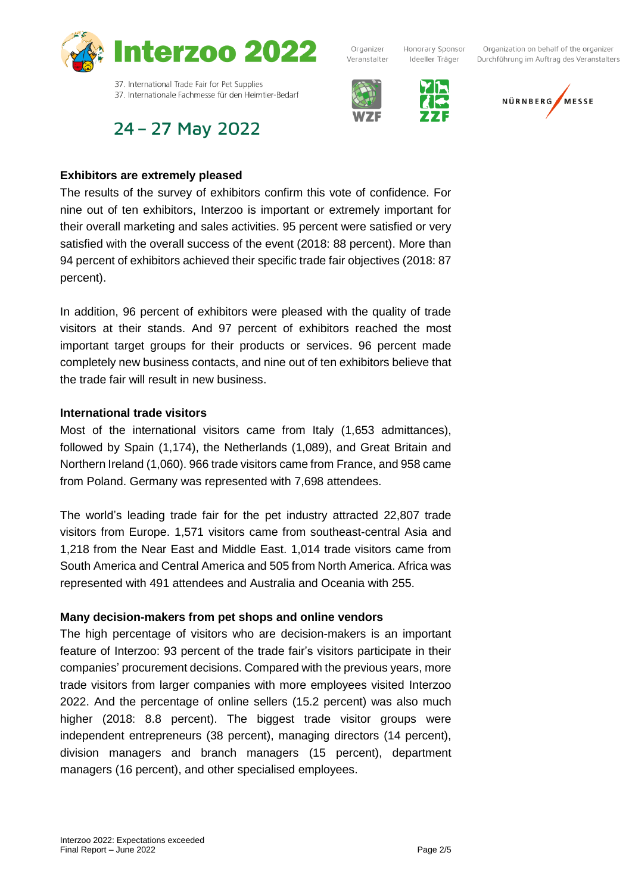### Exhibitors are extremely pleased

The results of the survey of exhibitors confirm this vote of confidence. For nine out of ten exhibitors, Interzoo is important or extremely important for their overall marketing and sales activities. 95 percent were satisfied or very satisfied with the overall success of the event (2018: 88 percent). More than 94 percent of exhibitors achieved their specific trade fair objectives (2018: 87 percent).

In addition, 96 percent of exhibitors were pleased with the quality of trade visitors at their stands. And 97 percent of exhibitors reached the most important target groups for their products or services. 96 percent made completely new business contacts, and nine out of ten exhibitors believe that the trade fair will result in new business.

### International trade visitors

Most of the international visitors came from Italy (1,653 admittances), followed by Spain (1,174), the Netherlands (1,089), and Great Britain and Northern Ireland (1,060). 966 trade visitors came from France, and 958 came from Poland. Germany was represented with 7,698 attendees.

The world's leading trade fair for the pet industry attracted 22,807 trade visitors from Europe. 1,571 visitors came from southeast-central Asia and 1,218 from the Near East and Middle East. 1,014 trade visitors came from South America and Central America and 505 from North America. Africa was represented with 491 attendees and Australia and Oceania with 255.

### Many decision-makers from pet shops and online vendors

The high percentage of visitors who are decision-makers is an important feature of Interzoo: 93 percent of the trade fair's visitors participate in their companies' procurement decisions. Compared with the previous years, more trade visitors from larger companies with more employees visited Interzoo 2022. And the percentage of online sellers (15.2 percent) was also much higher (2018: 8.8 percent). The biggest trade visitor groups were independent entrepreneurs (38 percent), managing directors (14 percent), division managers and branch managers (15 percent), department managers (16 percent), and other specialised employees.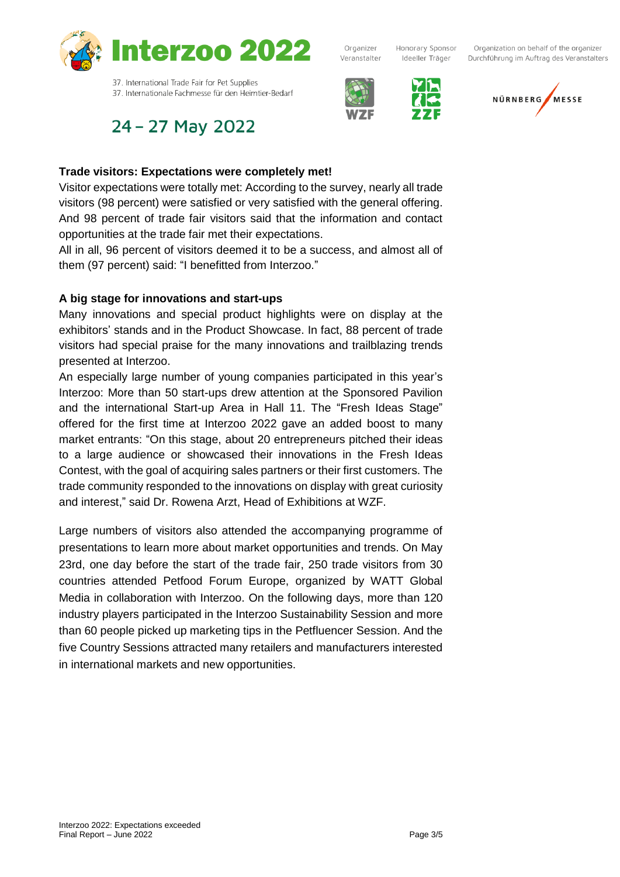## Trade visitors: Expectations were completely met!

Visitor expectations were totally met: According to the survey, nearly all trade visitors (98 percent) were satisfied or very satisfied with the general offering. And 98 percent of trade fair visitors said that the information and contact opportunities at the trade fair met their expectations.

All in all, 96 percent of visitors deemed it to be a success, and almost all of them (97 percent) said: "I benefitted from Interzoo."

## A big stage for innovations and start-ups

Many innovations and special product highlights were on display at the exhibitors' stands and in the Product Showcase. In fact, 88 percent of trade visitors had special praise for the many innovations and trailblazing trends presented at Interzoo.

An especially large number of young companies participated in this year's Interzoo: More than 50 start-ups drew attention at the Sponsored Pavilion and the international Start-up Area in Hall 11. The "Fresh Ideas Stage" offered for the first time at Interzoo 2022 gave an added boost to many market entrants: "On this stage, about 20 entrepreneurs pitched their ideas to a large audience or showcased their innovations in the Fresh Ideas Contest, with the goal of acquiring sales partners or their first customers. The trade community responded to the innovations on display with great curiosity and interest," said Dr. Rowena Arzt, Head of Exhibitions at WZF.

Large numbers of visitors also attended the accompanying programme of presentations to learn more about market opportunities and trends. On May 23rd, one day before the start of the trade fair, 250 trade visitors from 30 countries attended Petfood Forum Europe, organized by WATT Global Media in collaboration with Interzoo. On the following days, more than 120 industry players participated in the Interzoo Sustainability Session and more than 60 people picked up marketing tips in the Petfluencer Session. And the five Country Sessions attracted many retailers and manufacturers interested in international markets and new opportunities.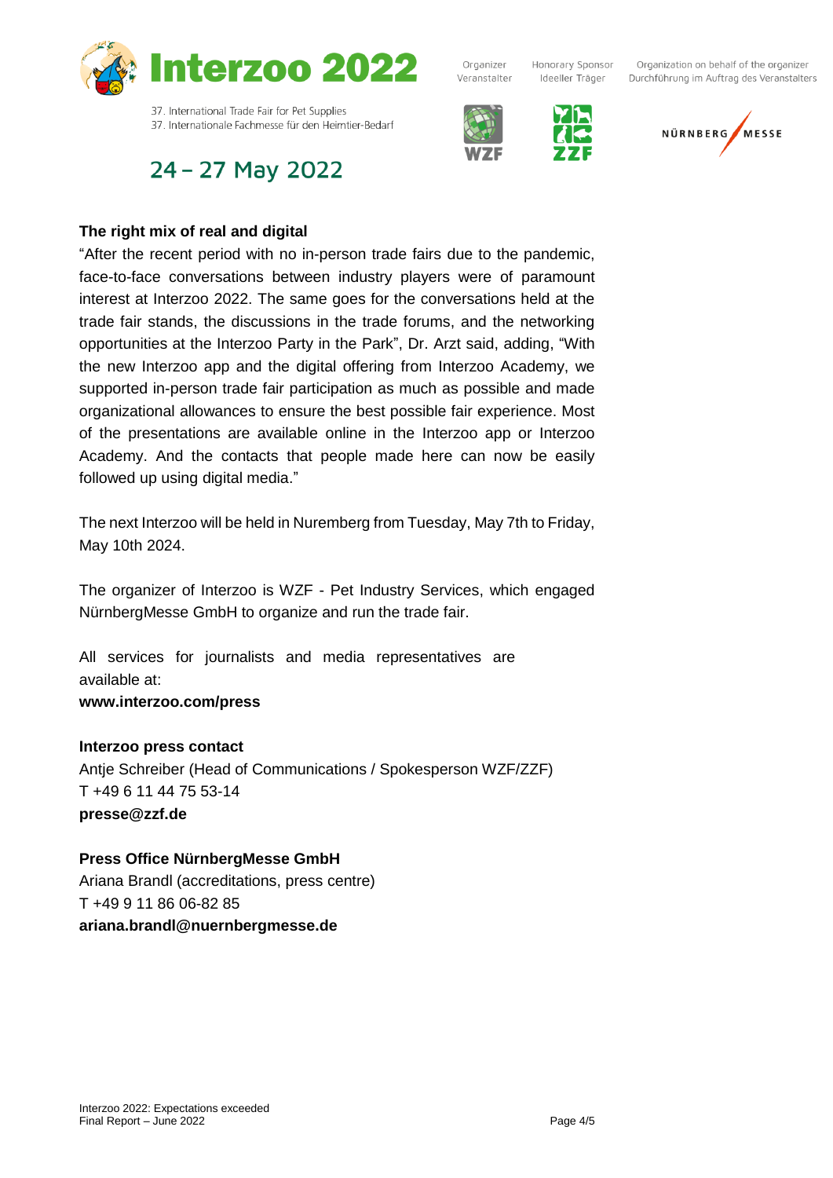### The right mix of real and digital

"After the recent period with no in-person trade fairs due to the pandemic, face-to-face conversations between industry players were of paramount interest at Interzoo 2022. The same goes for the conversations held at the trade fair stands, the discussions in the trade forums, and the networking opportunities at the Interzoo Party in the Park", Dr. Arzt said, adding, "With the new Interzoo app and the digital offering from Interzoo Academy, we supported in-person trade fair participation as much as possible and made organizational allowances to ensure the best possible fair experience. Most of the presentations are available online in the Interzoo app or Interzoo Academy. And the contacts that people made here can now be easily followed up using digital media."

The next Interzoo will be held in Nuremberg from Tuesday, May 7th to Friday, May 10th 2024.

The organizer of Interzoo is WZF - Pet Industry Services, which engaged NürnbergMesse GmbH to organize and run the trade fair.

All services for journalists and media representatives are available at:
**www.interzoo.com/press**

**Interzoo press contact**
Antje Schreiber (Head of Communications / Spokesperson WZF/ZZF)
T +49 6 11 44 75 53-14
**presse@zzf.de**

**Press Office NürnbergMesse GmbH**
Ariana Brandl (accreditations, press centre)
T +49 9 11 86 06-82 85
**ariana.brandl@nuernbergmesse.de**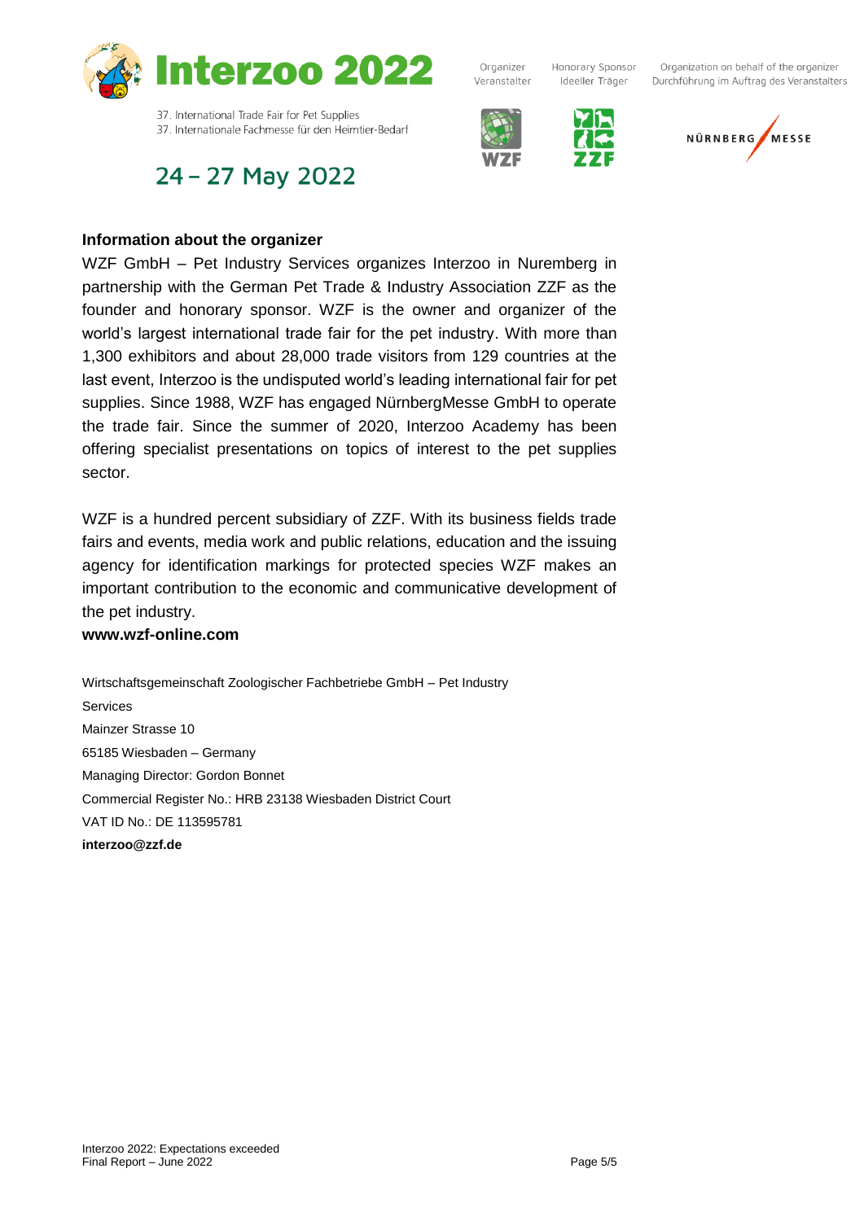## Information about the organizer

WZF GmbH – Pet Industry Services organizes Interzoo in Nuremberg in partnership with the German Pet Trade & Industry Association ZZF as the founder and honorary sponsor. WZF is the owner and organizer of the world's largest international trade fair for the pet industry. With more than 1,300 exhibitors and about 28,000 trade visitors from 129 countries at the last event, Interzoo is the undisputed world's leading international fair for pet supplies. Since 1988, WZF has engaged NürnbergMesse GmbH to operate the trade fair. Since the summer of 2020, Interzoo Academy has been offering specialist presentations on topics of interest to the pet supplies sector.

WZF is a hundred percent subsidiary of ZZF. With its business fields trade fairs and events, media work and public relations, education and the issuing agency for identification markings for protected species WZF makes an important contribution to the economic and communicative development of the pet industry.

**www.wzf-online.com**

Wirtschaftsgemeinschaft Zoologischer Fachbetriebe GmbH – Pet Industry Services
Mainzer Strasse 10
65185 Wiesbaden – Germany
Managing Director: Gordon Bonnet
Commercial Register No.: HRB 23138 Wiesbaden District Court
VAT ID No.: DE 113595781
**interzoo@zzf.de**